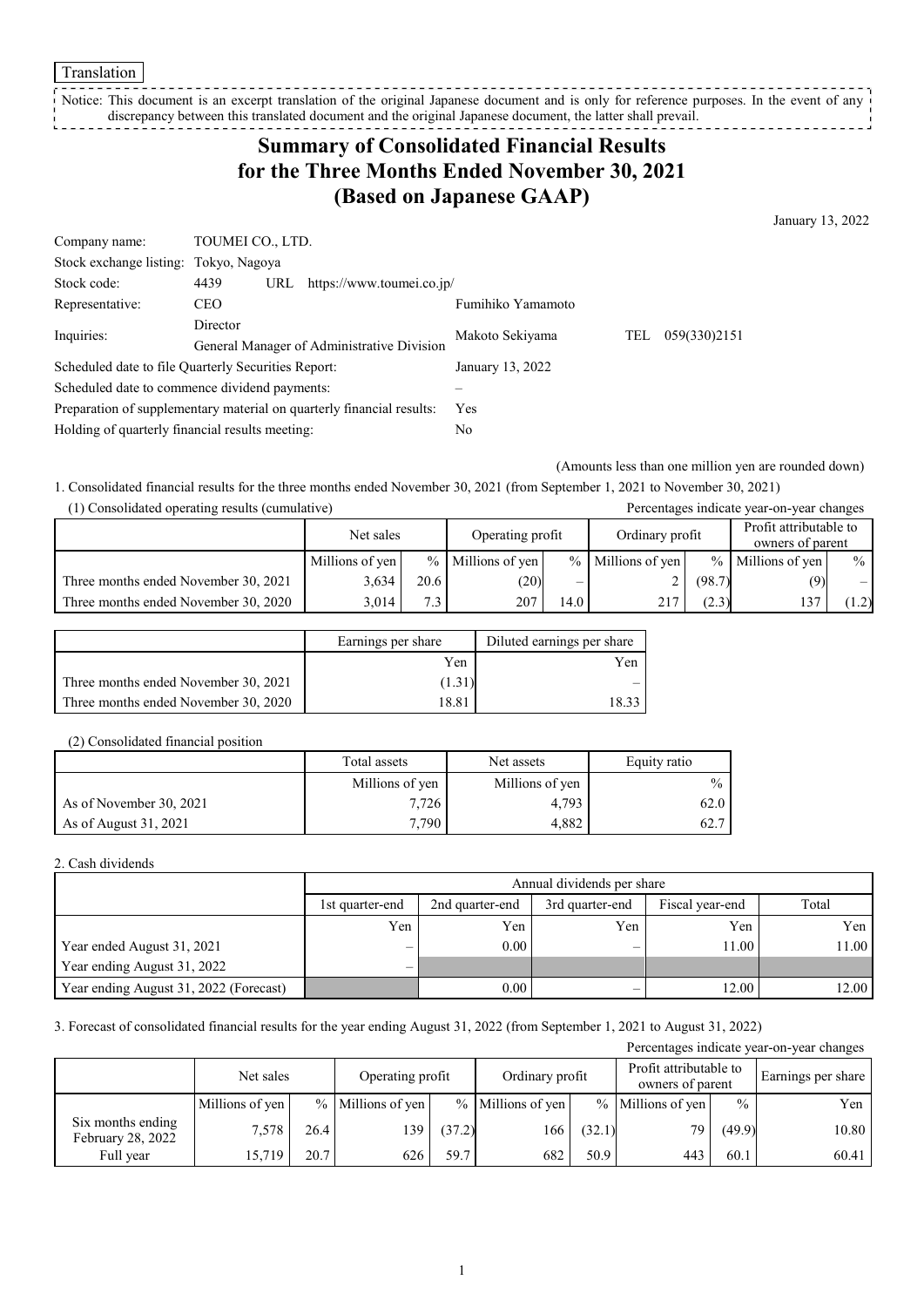Translation

Notice: This document is an excerpt translation of the original Japanese document and is only for reference purposes. In the event of any discrepancy between this translated document and the original Japanese document, the latter shall prevail.

# Summary of Consolidated Financial Results for the Three Months Ended November 30, 2021 (Based on Japanese GAAP)

January 13, 2022

| | | | |
|---|---|---|---|
| Company name: | TOUMEI CO., LTD. | | |
| Stock exchange listing: | Tokyo, Nagoya | | |
| Stock code: | 4439 URL https://www.toumei.co.jp/ | | |
| Representative: | CEO | Fumihiko Yamamoto | |
| Inquiries: | Director General Manager of Administrative Division | Makoto Sekiyama | TEL 059(330)2151 |
| Scheduled date to file Quarterly Securities Report: | | January 13, 2022 | |
| Scheduled date to commence dividend payments: | | – | |
| Preparation of supplementary material on quarterly financial results: | | Yes | |
| Holding of quarterly financial results meeting: | | No | |

(Amounts less than one million yen are rounded down)

1. Consolidated financial results for the three months ended November 30, 2021 (from September 1, 2021 to November 30, 2021)

(1) Consolidated operating results (cumulative)

Percentages indicate year-on-year changes

| | Net sales | | Operating profit | | Ordinary profit | | Profit attributable to owners of parent | |
|---|---|---|---|---|---|---|---|---|
| | Millions of yen | % | Millions of yen | % | Millions of yen | % | Millions of yen | % |
| Three months ended November 30, 2021 | 3,634 | 20.6 | (20) | – | 2 | (98.7) | (9) | – |
| Three months ended November 30, 2020 | 3,014 | 7.3 | 207 | 14.0 | 217 | (2.3) | 137 | (1.2) |

| | Earnings per share | Diluted earnings per share |
|---|---|---|
| | Yen | Yen |
| Three months ended November 30, 2021 | (1.31) | – |
| Three months ended November 30, 2020 | 18.81 | 18.33 |

(2) Consolidated financial position

| | Total assets | Net assets | Equity ratio |
|---|---|---|---|
| | Millions of yen | Millions of yen | % |
| As of November 30, 2021 | 7,726 | 4,793 | 62.0 |
| As of August 31, 2021 | 7,790 | 4,882 | 62.7 |

2. Cash dividends

| | Annual dividends per share | | | | |
|---|---|---|---|---|---|
| | 1st quarter-end | 2nd quarter-end | 3rd quarter-end | Fiscal year-end | Total |
| | Yen | Yen | Yen | Yen | Yen |
| Year ended August 31, 2021 | – | 0.00 | – | 11.00 | 11.00 |
| Year ending August 31, 2022 | – | | | | |
| Year ending August 31, 2022 (Forecast) | | 0.00 | – | 12.00 | 12.00 |

3. Forecast of consolidated financial results for the year ending August 31, 2022 (from September 1, 2021 to August 31, 2022)

Percentages indicate year-on-year changes

| | Net sales | | Operating profit | | Ordinary profit | | Profit attributable to owners of parent | | Earnings per share |
|---|---|---|---|---|---|---|---|---|---|
| | Millions of yen | % | Millions of yen | % | Millions of yen | % | Millions of yen | % | Yen |
| Six months ending February 28, 2022 | 7,578 | 26.4 | 139 | (37.2) | 166 | (32.1) | 79 | (49.9) | 10.80 |
| Full year | 15,719 | 20.7 | 626 | 59.7 | 682 | 50.9 | 443 | 60.1 | 60.41 |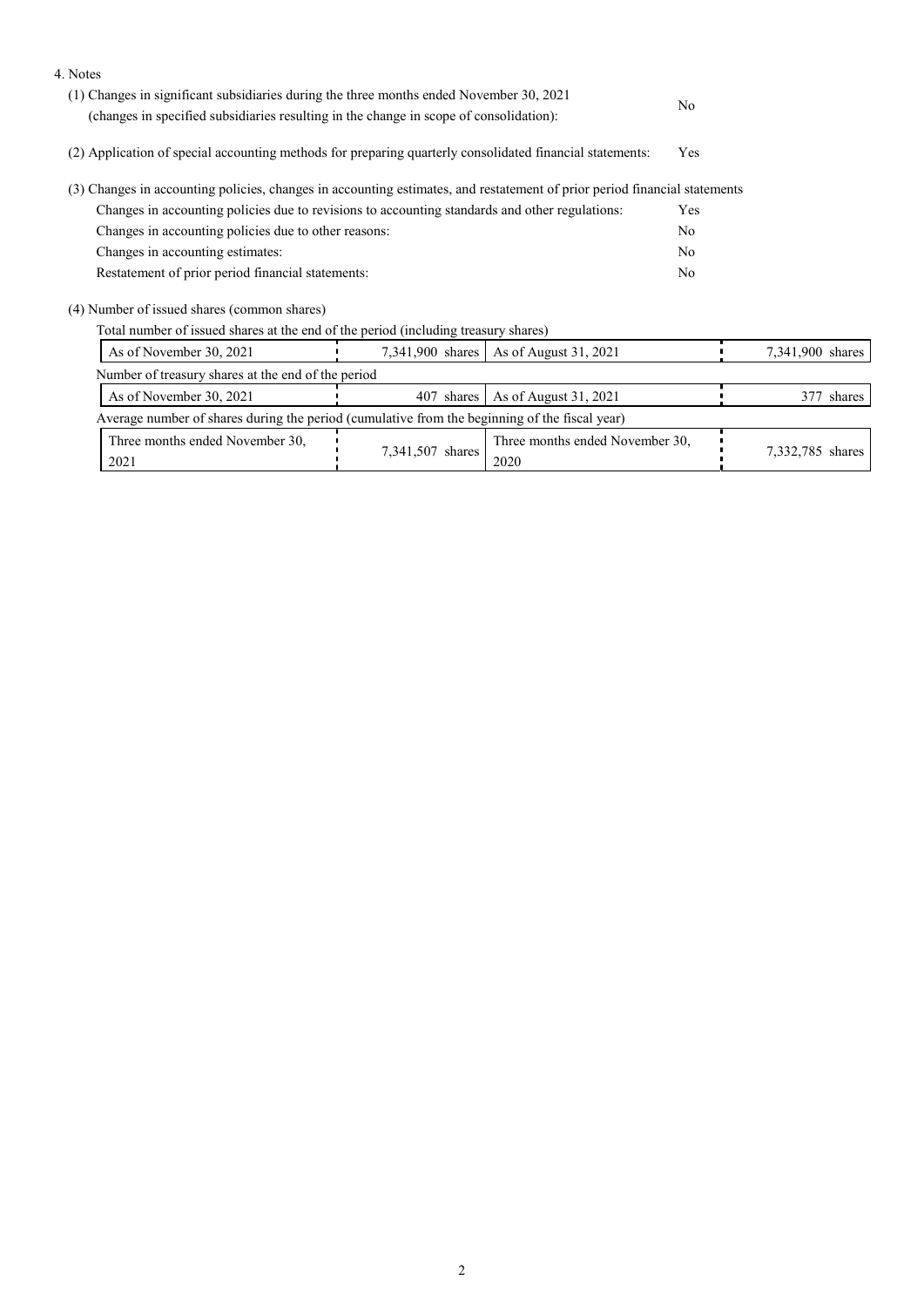4. Notes

(1) Changes in significant subsidiaries during the three months ended November 30, 2021 (changes in specified subsidiaries resulting in the change in scope of consolidation): No

(2) Application of special accounting methods for preparing quarterly consolidated financial statements: Yes

(3) Changes in accounting policies, changes in accounting estimates, and restatement of prior period financial statements

| | |
|---|---|
| Changes in accounting policies due to revisions to accounting standards and other regulations: | Yes |
| Changes in accounting policies due to other reasons: | No |
| Changes in accounting estimates: | No |
| Restatement of prior period financial statements: | No |

(4) Number of issued shares (common shares)

Total number of issued shares at the end of the period (including treasury shares)

| | | | |
|---|---|---|---|
| As of November 30, 2021 | 7,341,900 shares | As of August 31, 2021 | 7,341,900 shares |

Number of treasury shares at the end of the period

| | | | |
|---|---|---|---|
| As of November 30, 2021 | 407 shares | As of August 31, 2021 | 377 shares |

Average number of shares during the period (cumulative from the beginning of the fiscal year)

| | | | |
|---|---|---|---|
| Three months ended November 30, 2021 | 7,341,507 shares | Three months ended November 30, 2020 | 7,332,785 shares |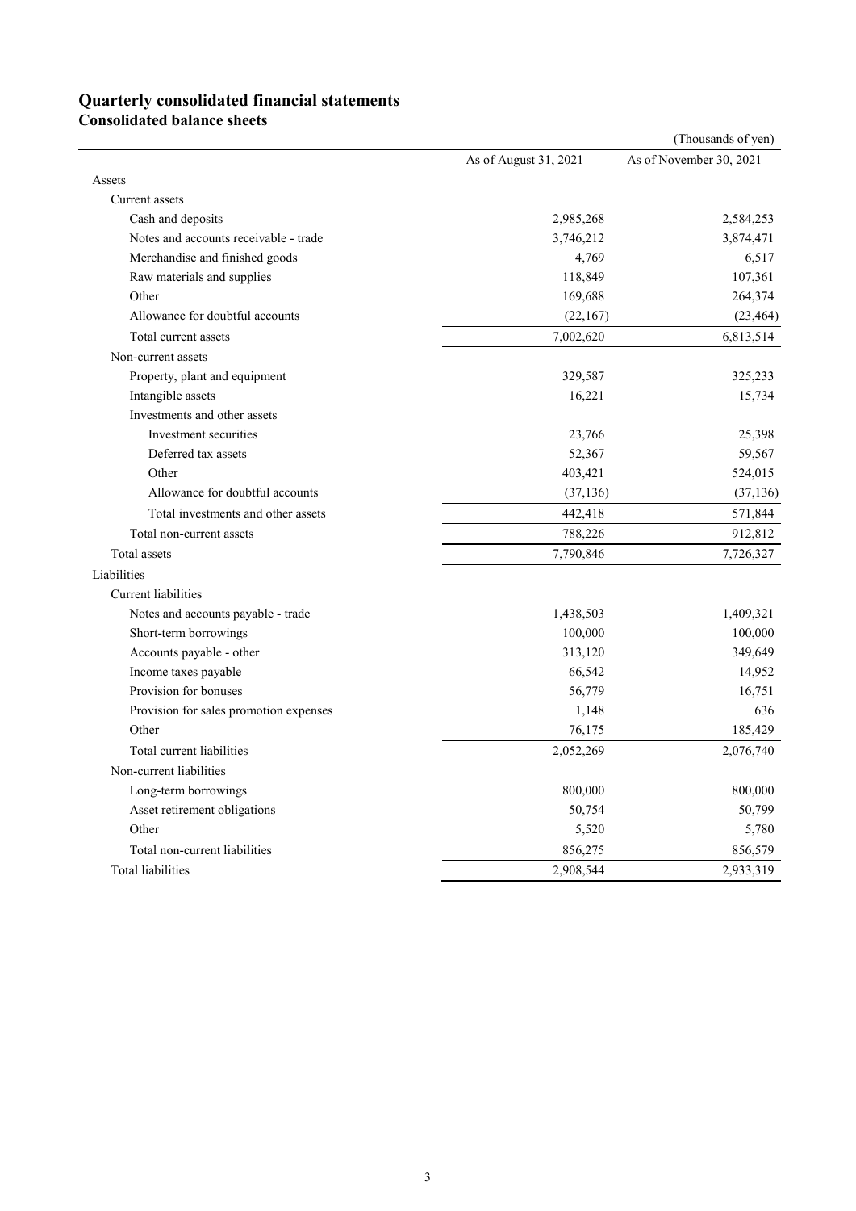## Quarterly consolidated financial statements

### Consolidated balance sheets

(Thousands of yen)

| | As of August 31, 2021 | As of November 30, 2021 |
|---|---|---|
| Assets | | |
| Current assets | | |
| Cash and deposits | 2,985,268 | 2,584,253 |
| Notes and accounts receivable - trade | 3,746,212 | 3,874,471 |
| Merchandise and finished goods | 4,769 | 6,517 |
| Raw materials and supplies | 118,849 | 107,361 |
| Other | 169,688 | 264,374 |
| Allowance for doubtful accounts | (22,167) | (23,464) |
| Total current assets | 7,002,620 | 6,813,514 |
| Non-current assets | | |
| Property, plant and equipment | 329,587 | 325,233 |
| Intangible assets | 16,221 | 15,734 |
| Investments and other assets | | |
| Investment securities | 23,766 | 25,398 |
| Deferred tax assets | 52,367 | 59,567 |
| Other | 403,421 | 524,015 |
| Allowance for doubtful accounts | (37,136) | (37,136) |
| Total investments and other assets | 442,418 | 571,844 |
| Total non-current assets | 788,226 | 912,812 |
| Total assets | 7,790,846 | 7,726,327 |
| Liabilities | | |
| Current liabilities | | |
| Notes and accounts payable - trade | 1,438,503 | 1,409,321 |
| Short-term borrowings | 100,000 | 100,000 |
| Accounts payable - other | 313,120 | 349,649 |
| Income taxes payable | 66,542 | 14,952 |
| Provision for bonuses | 56,779 | 16,751 |
| Provision for sales promotion expenses | 1,148 | 636 |
| Other | 76,175 | 185,429 |
| Total current liabilities | 2,052,269 | 2,076,740 |
| Non-current liabilities | | |
| Long-term borrowings | 800,000 | 800,000 |
| Asset retirement obligations | 50,754 | 50,799 |
| Other | 5,520 | 5,780 |
| Total non-current liabilities | 856,275 | 856,579 |
| Total liabilities | 2,908,544 | 2,933,319 |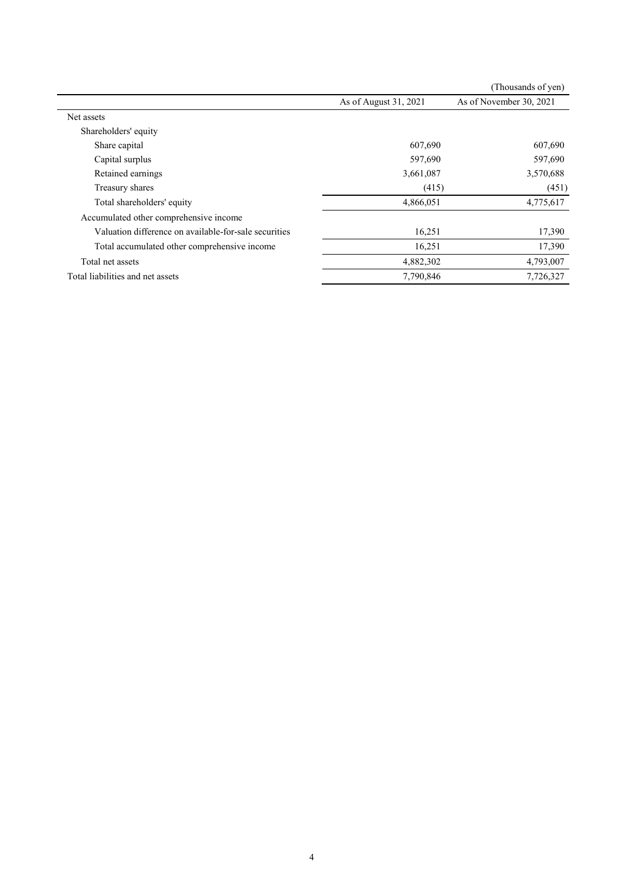(Thousands of yen)

| | As of August 31, 2021 | As of November 30, 2021 |
|---|---|---|
| Net assets | | |
| Shareholders' equity | | |
| Share capital | 607,690 | 607,690 |
| Capital surplus | 597,690 | 597,690 |
| Retained earnings | 3,661,087 | 3,570,688 |
| Treasury shares | (415) | (451) |
| Total shareholders' equity | 4,866,051 | 4,775,617 |
| Accumulated other comprehensive income | | |
| Valuation difference on available-for-sale securities | 16,251 | 17,390 |
| Total accumulated other comprehensive income | 16,251 | 17,390 |
| Total net assets | 4,882,302 | 4,793,007 |
| Total liabilities and net assets | 7,790,846 | 7,726,327 |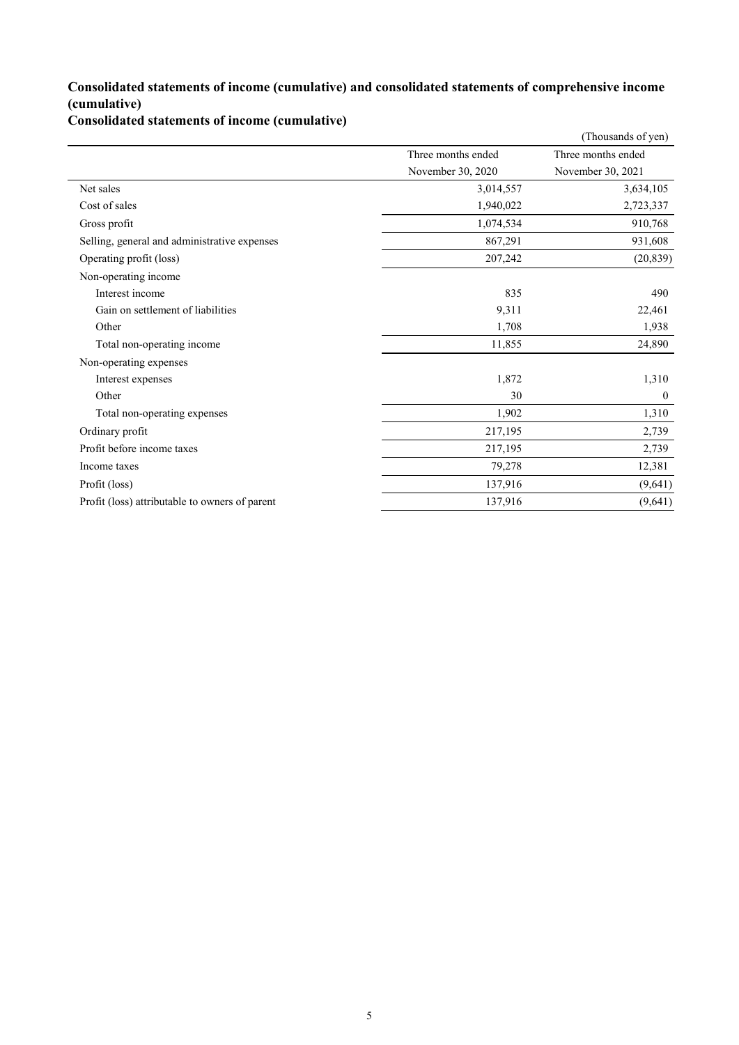## Consolidated statements of income (cumulative) and consolidated statements of comprehensive income (cumulative)

### Consolidated statements of income (cumulative)

(Thousands of yen)

| | Three months ended November 30, 2020 | Three months ended November 30, 2021 |
|---|---|---|
| Net sales | 3,014,557 | 3,634,105 |
| Cost of sales | 1,940,022 | 2,723,337 |
| Gross profit | 1,074,534 | 910,768 |
| Selling, general and administrative expenses | 867,291 | 931,608 |
| Operating profit (loss) | 207,242 | (20,839) |
| Non-operating income | | |
| Interest income | 835 | 490 |
| Gain on settlement of liabilities | 9,311 | 22,461 |
| Other | 1,708 | 1,938 |
| Total non-operating income | 11,855 | 24,890 |
| Non-operating expenses | | |
| Interest expenses | 1,872 | 1,310 |
| Other | 30 | 0 |
| Total non-operating expenses | 1,902 | 1,310 |
| Ordinary profit | 217,195 | 2,739 |
| Profit before income taxes | 217,195 | 2,739 |
| Income taxes | 79,278 | 12,381 |
| Profit (loss) | 137,916 | (9,641) |
| Profit (loss) attributable to owners of parent | 137,916 | (9,641) |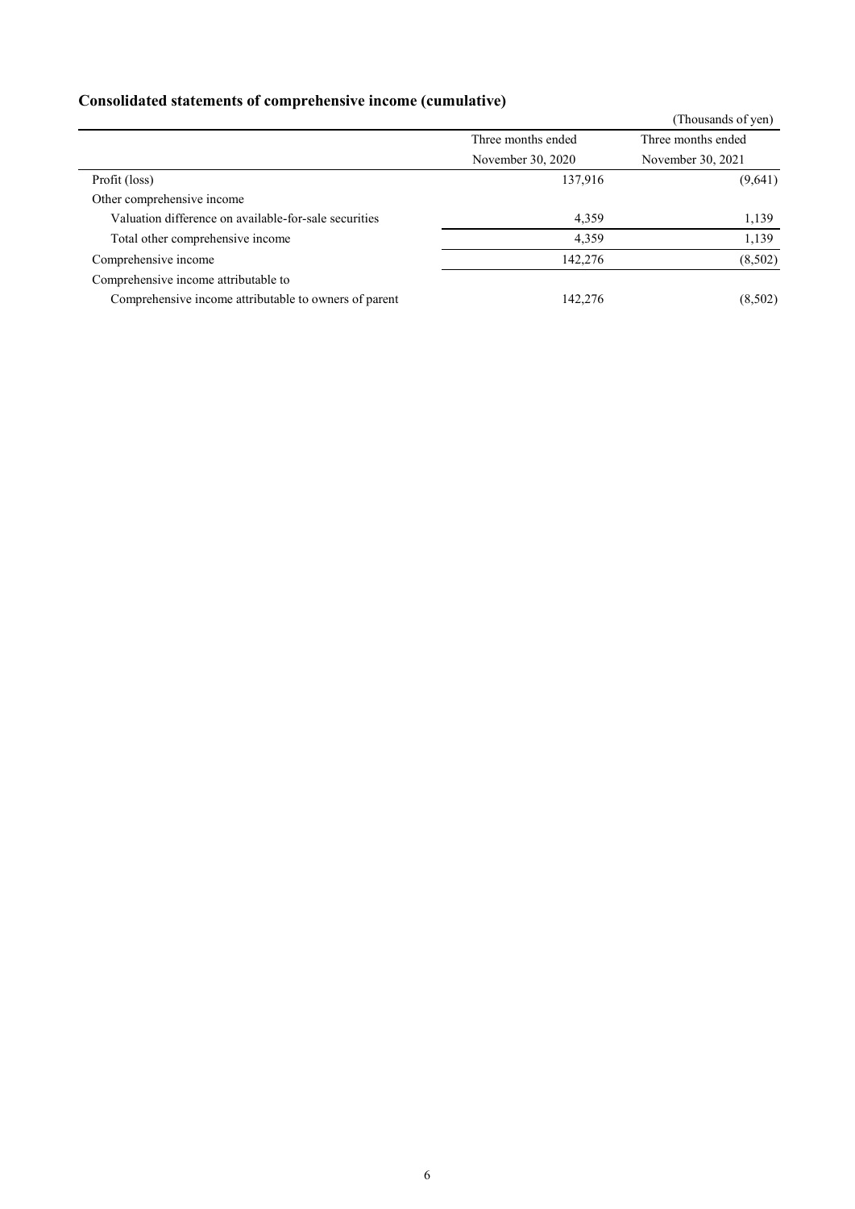## Consolidated statements of comprehensive income (cumulative)

(Thousands of yen)

| | Three months ended November 30, 2020 | Three months ended November 30, 2021 |
|---|---|---|
| Profit (loss) | 137,916 | (9,641) |
| Other comprehensive income | | |
| Valuation difference on available-for-sale securities | 4,359 | 1,139 |
| Total other comprehensive income | 4,359 | 1,139 |
| Comprehensive income | 142,276 | (8,502) |
| Comprehensive income attributable to | | |
| Comprehensive income attributable to owners of parent | 142,276 | (8,502) |